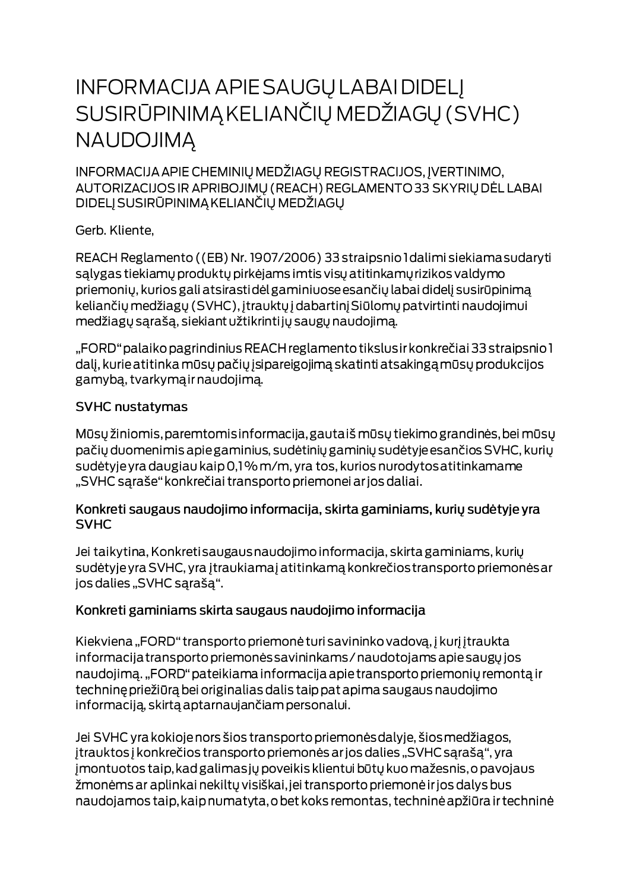# INFORMACIJA APIE SAUGŲ LABAI DIDELĮ SUSIRŪPINIMĄ KELIANČIŲ MEDŽIAGŲ (SVHC) NAUDOJIMĄ

## INFORMACIJA APIE CHEMINIŲ MEDŽIAGŲ REGISTRACIJOS, ĮVERTINIMO, AUTORIZACIJOS IR APRIBOJIMŲ (REACH) REGLAMENTO 33 SKYRIŲ DĖL LABAI DIDELĮ SUSIRŪPINIMĄ KELIANČIŲ MEDŽIAGŲ

Gerb. Kliente,

REACH Reglamento ((EB) Nr. 1907/2006) 33 straipsnio 1 dalimi siekiama sudaryti sąlygas tiekiamų produktų pirkėjams imtis visų atitinkamų rizikos valdymo priemonių, kurios gali atsirasti dėl gaminiuose esančių labai didelį susirūpinimą keliančių medžiagų (SVHC), įtrauktų į dabartinį Siūlomų patvirtinti naudojimui medžiagų sąrašą, siekiant užtikrinti jų saugų naudojimą.

„FORD" palaiko pagrindinius REACH reglamento tikslus ir konkrečiai 33 straipsnio 1 dalį, kurie atitinka mūsų pačių įsipareigojimą skatinti atsakingą mūsų produkcijos gamybą, tvarkymą ir naudojimą.

### SVHC nustatymas

Mūsų žiniomis, paremtomis informacija, gauta iš mūsų tiekimo grandinės, bei mūsų pačių duomenimis apie gaminius, sudėtinių gaminių sudėtyje esančios SVHC, kurių sudėtyje yra daugiau kaip 0,1 % m/m, yra tos, kurios nurodytos atitinkamame „SVHC sąraše" konkrečiai transporto priemonei ar jos daliai.

### Konkreti saugaus naudojimo informacija, skirta gaminiams, kurių sudėtyje yra SVHC

Jei taikytina, Konkreti saugaus naudojimo informacija, skirta gaminiams, kurių sudėtyje yra SVHC, yra įtraukiama į atitinkamą konkrečios transporto priemonės ar jos dalies „SVHC sąrašą".

### Konkreti gaminiams skirta saugaus naudojimo informacija

Kiekviena „FORD" transporto priemonė turi savininko vadovą, į kurį įtraukta informacija transporto priemonės savininkams / naudotojams apie saugų jos naudojimą. „FORD" pateikiama informacija apie transporto priemonių remontą ir techninę priežiūrą bei originalias dalis taip pat apima saugaus naudojimo informaciją, skirtą aptarnaujančiam personalui.

Jei SVHC yra kokioje nors šios transporto priemonės dalyje, šios medžiagos, įtrauktos į konkrečios transporto priemonės ar jos dalies „SVHC sąrašą", yra įmontuotos taip, kad galimas jų poveikis klientui būtų kuo mažesnis, o pavojaus žmonėms ar aplinkai nekiltų visiškai, jei transporto priemonė ir jos dalys bus naudojamos taip, kaip numatyta, o bet koks remontas, techninė apžiūra ir techninė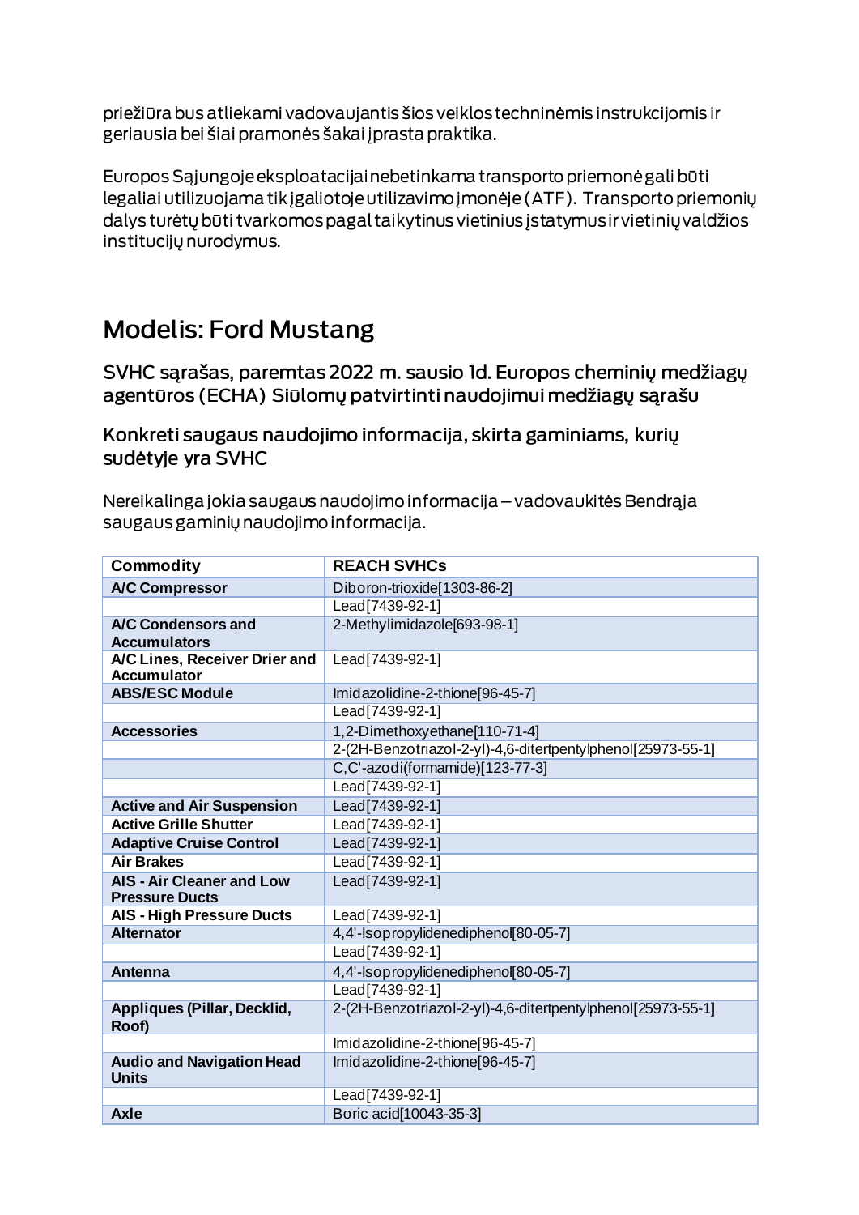priežiūra bus atliekami vadovaujantis šios veiklos techninėmis instrukcijomis ir geriausia bei šiai pramonės šakai įprasta praktika.

Europos Sąjungoje eksploatacijai nebetinkama transporto priemonė gali būti legaliai utilizuojama tik įgaliotoje utilizavimo įmonėje (ATF). Transporto priemonių dalys turėtų būti tvarkomos pagal taikytinus vietinius įstatymus ir vietinių valdžios institucijų nurodymus.

# Modelis: Ford Mustang

## SVHC sąrašas, paremtas 2022 m. sausio 1d. Europos cheminių medžiagų agentūros (ECHA) Siūlomų patvirtinti naudojimui medžiagų sąrašu

## Konkreti saugaus naudojimo informacija, skirta gaminiams, kurių sudėtyje yra SVHC

Nereikalinga jokia saugaus naudojimo informacija – vadovaukitės Bendrąja saugaus gaminių naudojimo informacija.

| Commodity | REACH SVHCs |
|---|---|
| **A/C Compressor** | Diboron-trioxide[1303-86-2] |
| | Lead[7439-92-1] |
| **A/C Condensors and Accumulators** | 2-Methylimidazole[693-98-1] |
| **A/C Lines, Receiver Drier and Accumulator** | Lead[7439-92-1] |
| **ABS/ESC Module** | Imidazolidine-2-thione[96-45-7] |
| | Lead[7439-92-1] |
| **Accessories** | 1,2-Dimethoxyethane[110-71-4] |
| | 2-(2H-Benzotriazol-2-yl)-4,6-ditertpentylphenol[25973-55-1] |
| | C,C'-azodi(formamide)[123-77-3] |
| | Lead[7439-92-1] |
| **Active and Air Suspension** | Lead[7439-92-1] |
| **Active Grille Shutter** | Lead[7439-92-1] |
| **Adaptive Cruise Control** | Lead[7439-92-1] |
| **Air Brakes** | Lead[7439-92-1] |
| **AIS - Air Cleaner and Low Pressure Ducts** | Lead[7439-92-1] |
| **AIS - High Pressure Ducts** | Lead[7439-92-1] |
| **Alternator** | 4,4'-Isopropylidenediphenol[80-05-7] |
| | Lead[7439-92-1] |
| **Antenna** | 4,4'-Isopropylidenediphenol[80-05-7] |
| | Lead[7439-92-1] |
| **Appliques (Pillar, Decklid, Roof)** | 2-(2H-Benzotriazol-2-yl)-4,6-ditertpentylphenol[25973-55-1] |
| | Imidazolidine-2-thione[96-45-7] |
| **Audio and Navigation Head Units** | Imidazolidine-2-thione[96-45-7] |
| | Lead[7439-92-1] |
| **Axle** | Boric acid[10043-35-3] |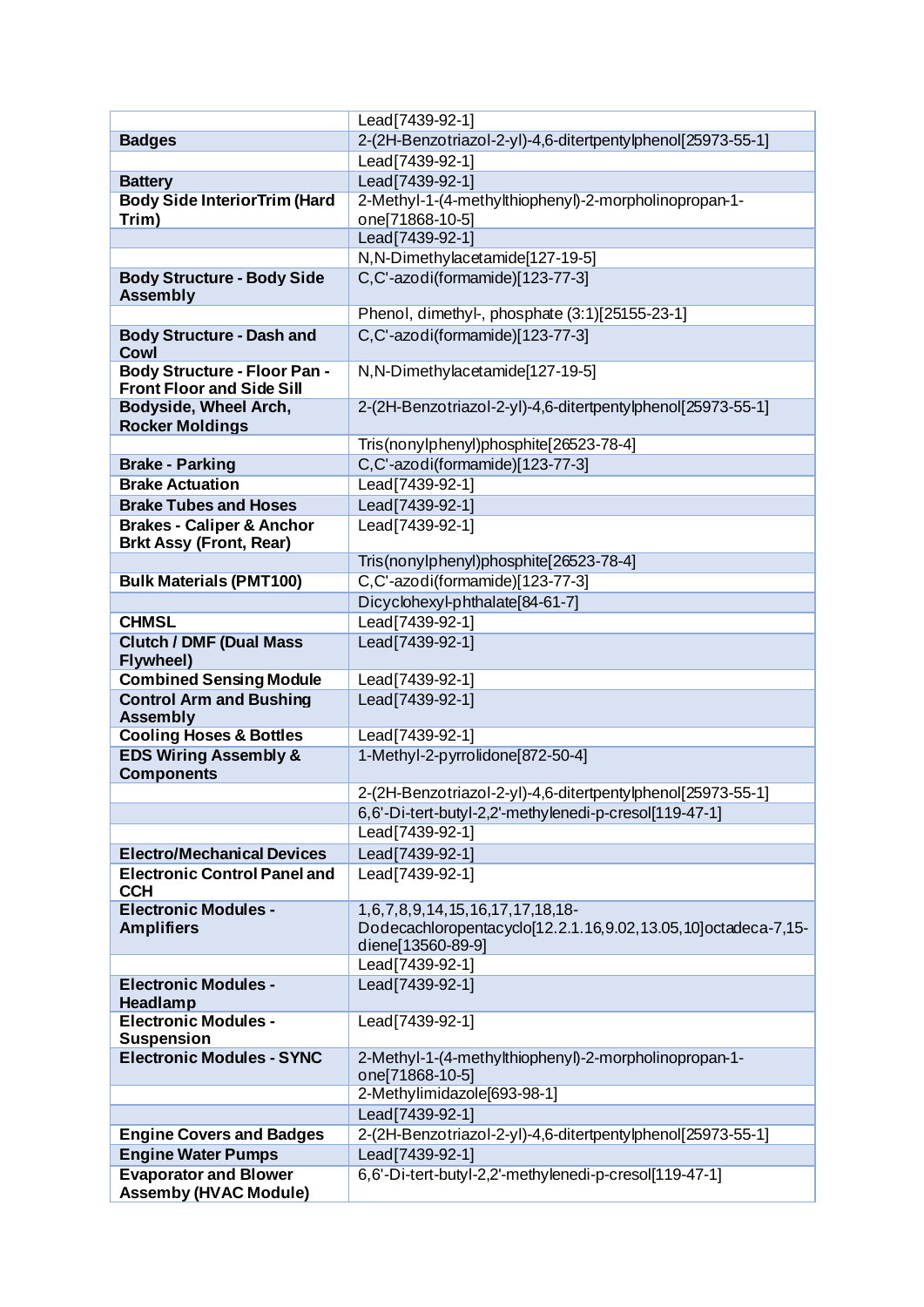| | |
|---|---|
| | Lead[7439-92-1] |
| **Badges** | 2-(2H-Benzotriazol-2-yl)-4,6-ditertpentylphenol[25973-55-1] |
| | Lead[7439-92-1] |
| **Battery** | Lead[7439-92-1] |
| **Body Side InteriorTrim (Hard Trim)** | 2-Methyl-1-(4-methylthiophenyl)-2-morpholinopropan-1-one[71868-10-5] |
| | Lead[7439-92-1] |
| | N,N-Dimethylacetamide[127-19-5] |
| **Body Structure - Body Side Assembly** | C,C'-azodi(formamide)[123-77-3] |
| | Phenol, dimethyl-, phosphate (3:1)[25155-23-1] |
| **Body Structure - Dash and Cowl** | C,C'-azodi(formamide)[123-77-3] |
| **Body Structure - Floor Pan - Front Floor and Side Sill** | N,N-Dimethylacetamide[127-19-5] |
| **Bodyside, Wheel Arch, Rocker Moldings** | 2-(2H-Benzotriazol-2-yl)-4,6-ditertpentylphenol[25973-55-1] |
| | Tris(nonylphenyl)phosphite[26523-78-4] |
| **Brake - Parking** | C,C'-azodi(formamide)[123-77-3] |
| **Brake Actuation** | Lead[7439-92-1] |
| **Brake Tubes and Hoses** | Lead[7439-92-1] |
| **Brakes - Caliper & Anchor Brkt Assy (Front, Rear)** | Lead[7439-92-1] |
| | Tris(nonylphenyl)phosphite[26523-78-4] |
| **Bulk Materials (PMT100)** | C,C'-azodi(formamide)[123-77-3] |
| | Dicyclohexyl-phthalate[84-61-7] |
| **CHMSL** | Lead[7439-92-1] |
| **Clutch / DMF (Dual Mass Flywheel)** | Lead[7439-92-1] |
| **Combined Sensing Module** | Lead[7439-92-1] |
| **Control Arm and Bushing Assembly** | Lead[7439-92-1] |
| **Cooling Hoses & Bottles** | Lead[7439-92-1] |
| **EDS Wiring Assembly & Components** | 1-Methyl-2-pyrrolidone[872-50-4] |
| | 2-(2H-Benzotriazol-2-yl)-4,6-ditertpentylphenol[25973-55-1] |
| | 6,6'-Di-tert-butyl-2,2'-methylenedi-p-cresol[119-47-1] |
| | Lead[7439-92-1] |
| **Electro/Mechanical Devices** | Lead[7439-92-1] |
| **Electronic Control Panel and CCH** | Lead[7439-92-1] |
| **Electronic Modules - Amplifiers** | 1,6,7,8,9,14,15,16,17,17,18,18-Dodecachloropentacyclo[12.2.1.16,9.02,13.05,10]octadeca-7,15-diene[13560-89-9] |
| | Lead[7439-92-1] |
| **Electronic Modules - Headlamp** | Lead[7439-92-1] |
| **Electronic Modules - Suspension** | Lead[7439-92-1] |
| **Electronic Modules - SYNC** | 2-Methyl-1-(4-methylthiophenyl)-2-morpholinopropan-1-one[71868-10-5] |
| | 2-Methylimidazole[693-98-1] |
| | Lead[7439-92-1] |
| **Engine Covers and Badges** | 2-(2H-Benzotriazol-2-yl)-4,6-ditertpentylphenol[25973-55-1] |
| **Engine Water Pumps** | Lead[7439-92-1] |
| **Evaporator and Blower Assemby (HVAC Module)** | 6,6'-Di-tert-butyl-2,2'-methylenedi-p-cresol[119-47-1] |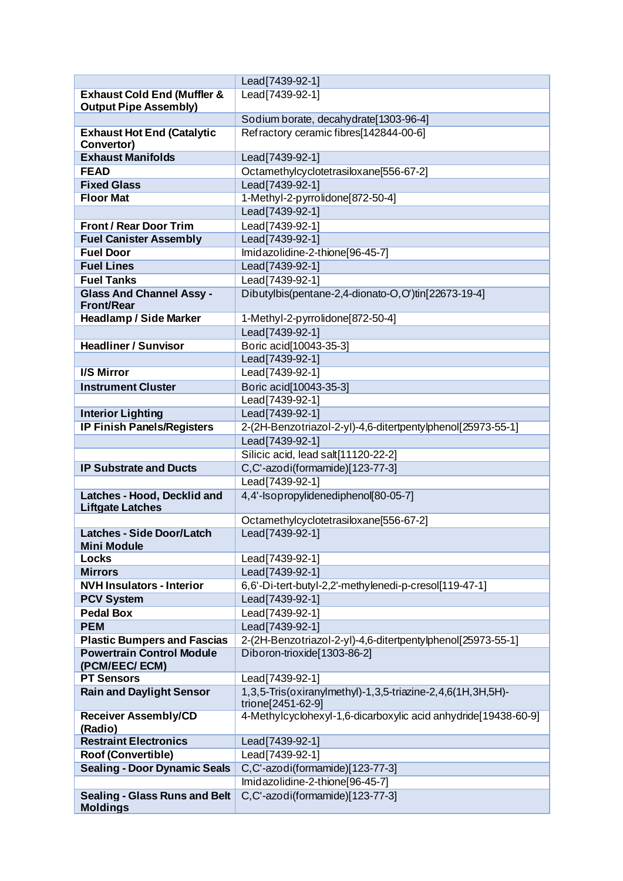| | |
|---|---|
| | Lead[7439-92-1] |
| **Exhaust Cold End (Muffler & Output Pipe Assembly)** | Lead[7439-92-1] |
| | Sodium borate, decahydrate[1303-96-4] |
| **Exhaust Hot End (Catalytic Convertor)** | Refractory ceramic fibres[142844-00-6] |
| **Exhaust Manifolds** | Lead[7439-92-1] |
| **FEAD** | Octamethylcyclotetrasiloxane[556-67-2] |
| **Fixed Glass** | Lead[7439-92-1] |
| **Floor Mat** | 1-Methyl-2-pyrrolidone[872-50-4] |
| | Lead[7439-92-1] |
| **Front / Rear Door Trim** | Lead[7439-92-1] |
| **Fuel Canister Assembly** | Lead[7439-92-1] |
| **Fuel Door** | Imidazolidine-2-thione[96-45-7] |
| **Fuel Lines** | Lead[7439-92-1] |
| **Fuel Tanks** | Lead[7439-92-1] |
| **Glass And Channel Assy - Front/Rear** | Dibutylbis(pentane-2,4-dionato-O,O')tin[22673-19-4] |
| **Headlamp / Side Marker** | 1-Methyl-2-pyrrolidone[872-50-4] |
| | Lead[7439-92-1] |
| **Headliner / Sunvisor** | Boric acid[10043-35-3] |
| | Lead[7439-92-1] |
| **I/S Mirror** | Lead[7439-92-1] |
| **Instrument Cluster** | Boric acid[10043-35-3] |
| | Lead[7439-92-1] |
| **Interior Lighting** | Lead[7439-92-1] |
| **IP Finish Panels/Registers** | 2-(2H-Benzotriazol-2-yl)-4,6-ditertpentylphenol[25973-55-1] |
| | Lead[7439-92-1] |
| | Silicic acid, lead salt[11120-22-2] |
| **IP Substrate and Ducts** | C,C'-azodi(formamide)[123-77-3] |
| | Lead[7439-92-1] |
| **Latches - Hood, Decklid and Liftgate Latches** | 4,4'-Isopropylidenediphenol[80-05-7] |
| | Octamethylcyclotetrasiloxane[556-67-2] |
| **Latches - Side Door/Latch Mini Module** | Lead[7439-92-1] |
| **Locks** | Lead[7439-92-1] |
| **Mirrors** | Lead[7439-92-1] |
| **NVH Insulators - Interior** | 6,6'-Di-tert-butyl-2,2'-methylenedi-p-cresol[119-47-1] |
| **PCV System** | Lead[7439-92-1] |
| **Pedal Box** | Lead[7439-92-1] |
| **PEM** | Lead[7439-92-1] |
| **Plastic Bumpers and Fascias** | 2-(2H-Benzotriazol-2-yl)-4,6-ditertpentylphenol[25973-55-1] |
| **Powertrain Control Module (PCM/EEC/ ECM)** | Diboron-trioxide[1303-86-2] |
| **PT Sensors** | Lead[7439-92-1] |
| **Rain and Daylight Sensor** | 1,3,5-Tris(oxiranylmethyl)-1,3,5-triazine-2,4,6(1H,3H,5H)-trione[2451-62-9] |
| **Receiver Assembly/CD (Radio)** | 4-Methylcyclohexyl-1,6-dicarboxylic acid anhydride[19438-60-9] |
| **Restraint Electronics** | Lead[7439-92-1] |
| **Roof (Convertible)** | Lead[7439-92-1] |
| **Sealing - Door Dynamic Seals** | C,C'-azodi(formamide)[123-77-3] |
| | Imidazolidine-2-thione[96-45-7] |
| **Sealing - Glass Runs and Belt Moldings** | C,C'-azodi(formamide)[123-77-3] |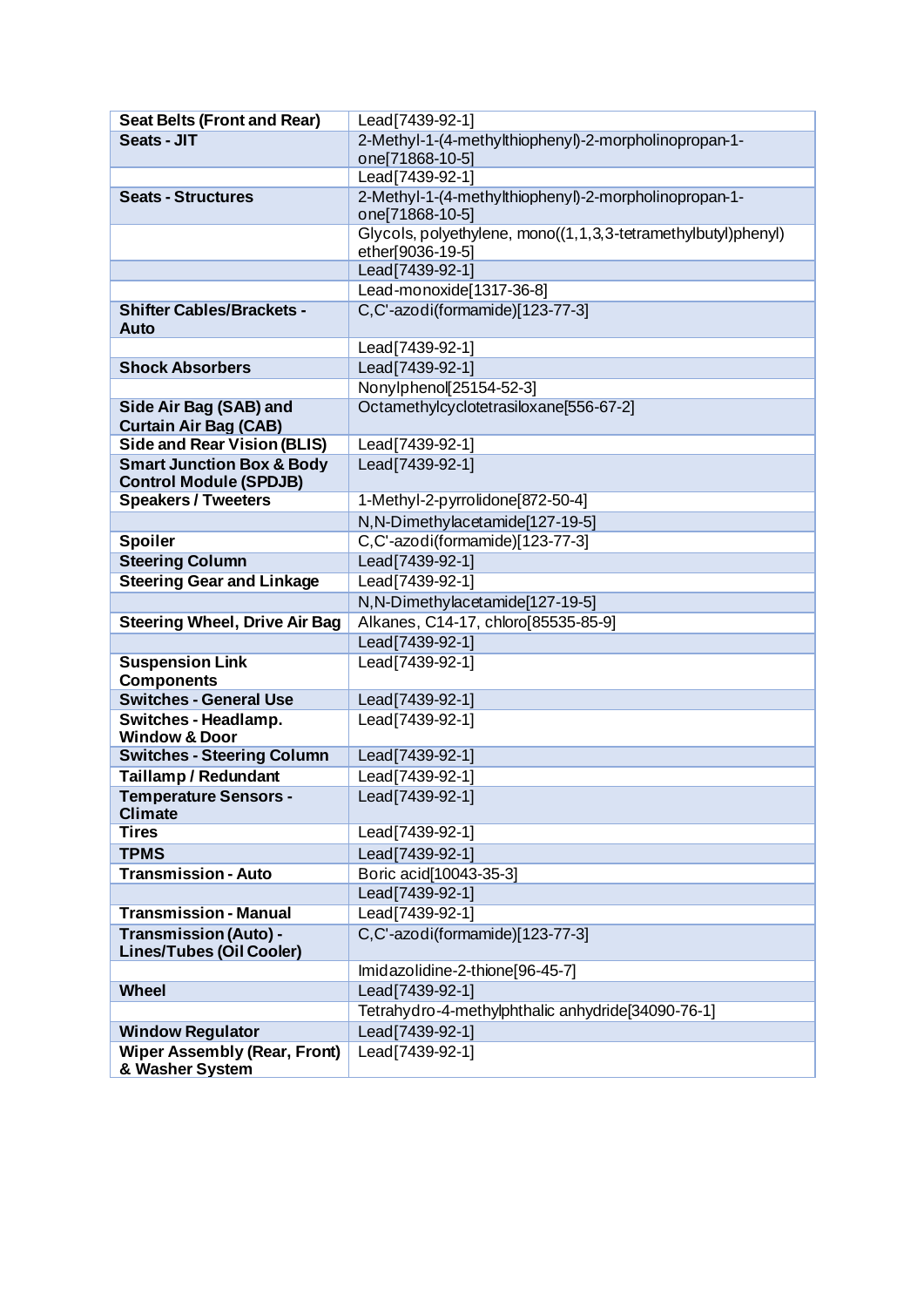| | |
|---|---|
| **Seat Belts (Front and Rear)** | Lead[7439-92-1] |
| **Seats - JIT** | 2-Methyl-1-(4-methylthiophenyl)-2-morpholinopropan-1-one[71868-10-5] |
| | Lead[7439-92-1] |
| **Seats - Structures** | 2-Methyl-1-(4-methylthiophenyl)-2-morpholinopropan-1-one[71868-10-5] |
| | Glycols, polyethylene, mono((1,1,3,3-tetramethylbutyl)phenyl) ether[9036-19-5] |
| | Lead[7439-92-1] |
| | Lead-monoxide[1317-36-8] |
| **Shifter Cables/Brackets - Auto** | C,C'-azodi(formamide)[123-77-3] |
| | Lead[7439-92-1] |
| **Shock Absorbers** | Lead[7439-92-1] |
| | Nonylphenol[25154-52-3] |
| **Side Air Bag (SAB) and Curtain Air Bag (CAB)** | Octamethylcyclotetrasiloxane[556-67-2] |
| **Side and Rear Vision (BLIS)** | Lead[7439-92-1] |
| **Smart Junction Box & Body Control Module (SPDJB)** | Lead[7439-92-1] |
| **Speakers / Tweeters** | 1-Methyl-2-pyrrolidone[872-50-4] |
| | N,N-Dimethylacetamide[127-19-5] |
| **Spoiler** | C,C'-azodi(formamide)[123-77-3] |
| **Steering Column** | Lead[7439-92-1] |
| **Steering Gear and Linkage** | Lead[7439-92-1] |
| | N,N-Dimethylacetamide[127-19-5] |
| **Steering Wheel, Drive Air Bag** | Alkanes, C14-17, chloro[85535-85-9] |
| | Lead[7439-92-1] |
| **Suspension Link Components** | Lead[7439-92-1] |
| **Switches - General Use** | Lead[7439-92-1] |
| **Switches - Headlamp. Window & Door** | Lead[7439-92-1] |
| **Switches - Steering Column** | Lead[7439-92-1] |
| **Taillamp / Redundant** | Lead[7439-92-1] |
| **Temperature Sensors - Climate** | Lead[7439-92-1] |
| **Tires** | Lead[7439-92-1] |
| **TPMS** | Lead[7439-92-1] |
| **Transmission - Auto** | Boric acid[10043-35-3] |
| | Lead[7439-92-1] |
| **Transmission - Manual** | Lead[7439-92-1] |
| **Transmission (Auto) - Lines/Tubes (Oil Cooler)** | C,C'-azodi(formamide)[123-77-3] |
| | Imidazolidine-2-thione[96-45-7] |
| **Wheel** | Lead[7439-92-1] |
| | Tetrahydro-4-methylphthalic anhydride[34090-76-1] |
| **Window Regulator** | Lead[7439-92-1] |
| **Wiper Assembly (Rear, Front) & Washer System** | Lead[7439-92-1] |